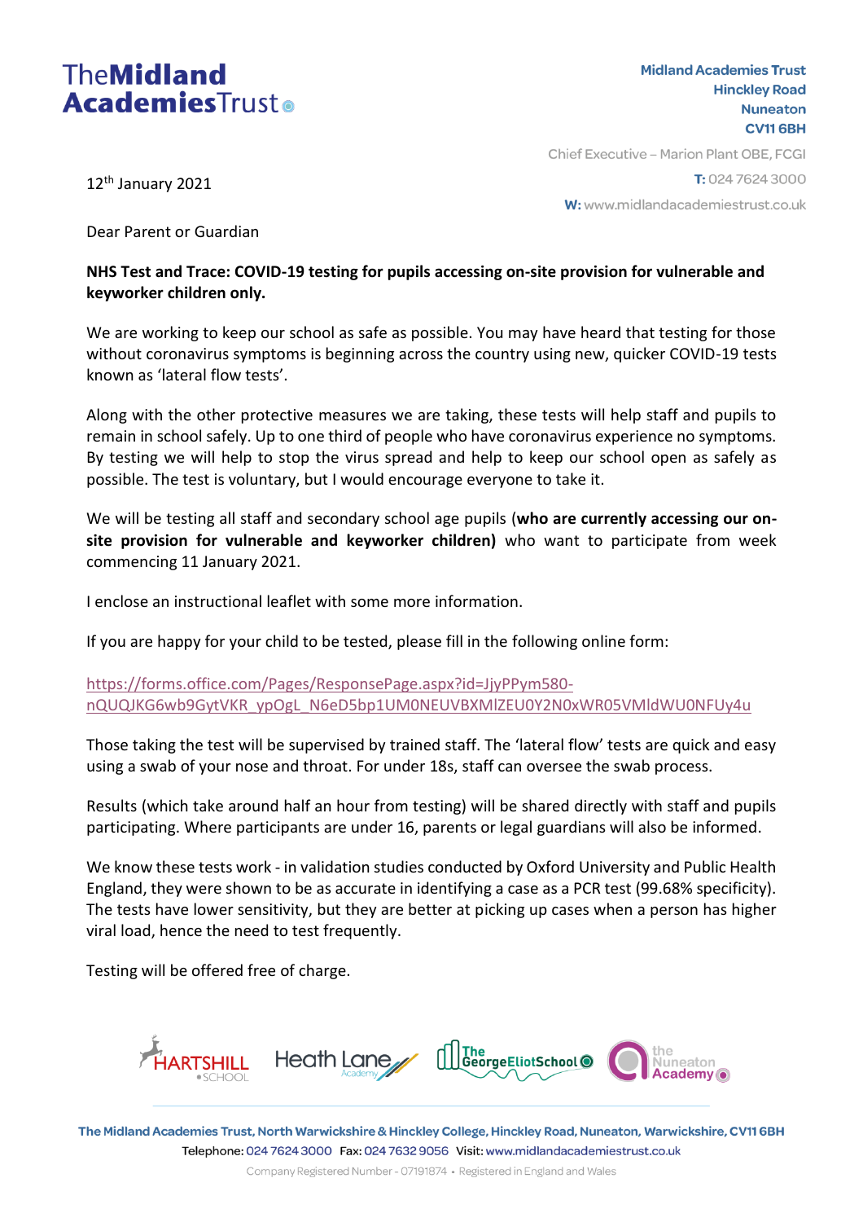**TheMidland AcademiesTrust**

**Midland Academies Trust**
**Hinckley Road**
**Nuneaton**
**CV11 6BH**

Chief Executive – Marion Plant OBE, FCGI
**T:** 024 7624 3000
**W:** www.midlandacademiestrust.co.uk

12th January 2021

Dear Parent or Guardian

**NHS Test and Trace: COVID-19 testing for pupils accessing on-site provision for vulnerable and keyworker children only.**

We are working to keep our school as safe as possible. You may have heard that testing for those without coronavirus symptoms is beginning across the country using new, quicker COVID-19 tests known as 'lateral flow tests'.

Along with the other protective measures we are taking, these tests will help staff and pupils to remain in school safely. Up to one third of people who have coronavirus experience no symptoms. By testing we will help to stop the virus spread and help to keep our school open as safely as possible. The test is voluntary, but I would encourage everyone to take it.

We will be testing all staff and secondary school age pupils (**who are currently accessing our on-site provision for vulnerable and keyworker children)** who want to participate from week commencing 11 January 2021.

I enclose an instructional leaflet with some more information.

If you are happy for your child to be tested, please fill in the following online form:

https://forms.office.com/Pages/ResponsePage.aspx?id=JjyPPym580-nQUQJKG6wb9GytVKR_ypOgL_N6eD5bp1UM0NEUVBXMlZEU0Y2N0xWR05VMldWU0NFUy4u

Those taking the test will be supervised by trained staff. The 'lateral flow' tests are quick and easy using a swab of your nose and throat. For under 18s, staff can oversee the swab process.

Results (which take around half an hour from testing) will be shared directly with staff and pupils participating. Where participants are under 16, parents or legal guardians will also be informed.

We know these tests work - in validation studies conducted by Oxford University and Public Health England, they were shown to be as accurate in identifying a case as a PCR test (99.68% specificity). The tests have lower sensitivity, but they are better at picking up cases when a person has higher viral load, hence the need to test frequently.

Testing will be offered free of charge.

HARTSHILL SCHOOL | Heath Lane Academy | The George Eliot School | the Nuneaton Academy

The Midland Academies Trust, North Warwickshire & Hinckley College, Hinckley Road, Nuneaton, Warwickshire, CV11 6BH
Telephone: 024 7624 3000 Fax: 024 7632 9056 Visit: www.midlandacademiestrust.co.uk
Company Registered Number - 07191874 • Registered in England and Wales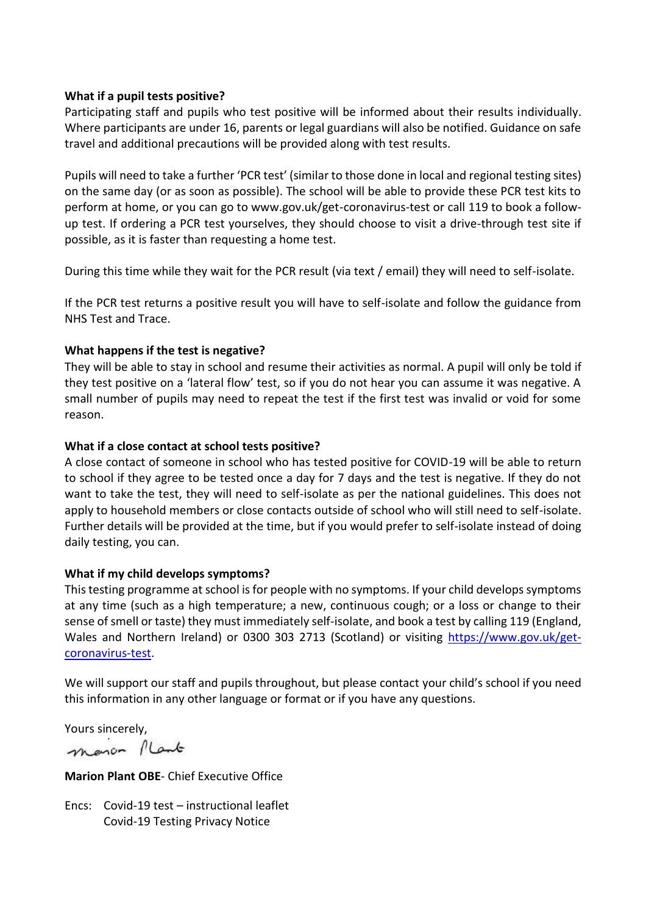**What if a pupil tests positive?**

Participating staff and pupils who test positive will be informed about their results individually. Where participants are under 16, parents or legal guardians will also be notified. Guidance on safe travel and additional precautions will be provided along with test results.

Pupils will need to take a further 'PCR test' (similar to those done in local and regional testing sites) on the same day (or as soon as possible). The school will be able to provide these PCR test kits to perform at home, or you can go to www.gov.uk/get-coronavirus-test or call 119 to book a follow-up test. If ordering a PCR test yourselves, they should choose to visit a drive-through test site if possible, as it is faster than requesting a home test.

During this time while they wait for the PCR result (via text / email) they will need to self-isolate.

If the PCR test returns a positive result you will have to self-isolate and follow the guidance from NHS Test and Trace.

**What happens if the test is negative?**

They will be able to stay in school and resume their activities as normal. A pupil will only be told if they test positive on a 'lateral flow' test, so if you do not hear you can assume it was negative. A small number of pupils may need to repeat the test if the first test was invalid or void for some reason.

**What if a close contact at school tests positive?**

A close contact of someone in school who has tested positive for COVID-19 will be able to return to school if they agree to be tested once a day for 7 days and the test is negative. If they do not want to take the test, they will need to self-isolate as per the national guidelines. This does not apply to household members or close contacts outside of school who will still need to self-isolate. Further details will be provided at the time, but if you would prefer to self-isolate instead of doing daily testing, you can.

**What if my child develops symptoms?**

This testing programme at school is for people with no symptoms. If your child develops symptoms at any time (such as a high temperature; a new, continuous cough; or a loss or change to their sense of smell or taste) they must immediately self-isolate, and book a test by calling 119 (England, Wales and Northern Ireland) or 0300 303 2713 (Scotland) or visiting [https://www.gov.uk/get-coronavirus-test](https://www.gov.uk/get-coronavirus-test).

We will support our staff and pupils throughout, but please contact your child's school if you need this information in any other language or format or if you have any questions.

Yours sincerely,

Marion Plant

**Marion Plant OBE**- Chief Executive Office

Encs: Covid-19 test – instructional leaflet
Covid-19 Testing Privacy Notice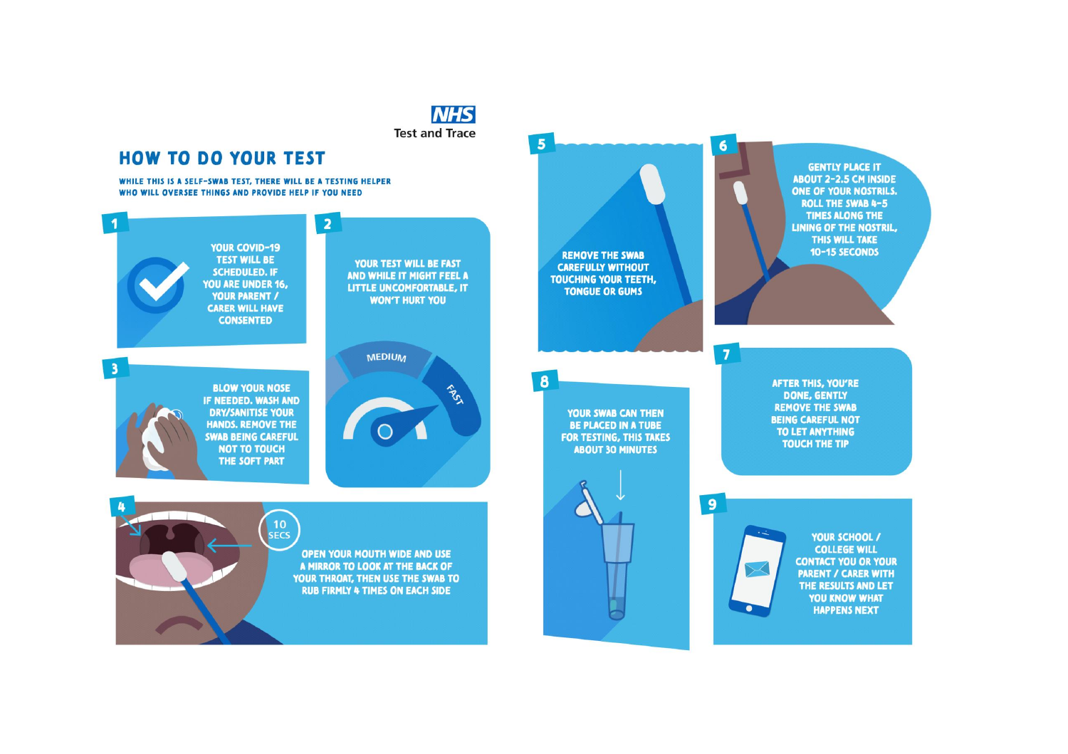NHS
Test and Trace

# HOW TO DO YOUR TEST

WHILE THIS IS A SELF-SWAB TEST, THERE WILL BE A TESTING HELPER WHO WILL OVERSEE THINGS AND PROVIDE HELP IF YOU NEED

**1**

YOUR COVID-19 TEST WILL BE SCHEDULED. IF YOU ARE UNDER 16, YOUR PARENT / CARER WILL HAVE CONSENTED

**2**

YOUR TEST WILL BE FAST AND WHILE IT MIGHT FEEL A LITTLE UNCOMFORTABLE, IT WON'T HURT YOU

MEDIUM

FAST

**3**

BLOW YOUR NOSE IF NEEDED. WASH AND DRY/SANITISE YOUR HANDS. REMOVE THE SWAB BEING CAREFUL NOT TO TOUCH THE SOFT PART

**4**

10 SECS

OPEN YOUR MOUTH WIDE AND USE A MIRROR TO LOOK AT THE BACK OF YOUR THROAT, THEN USE THE SWAB TO RUB FIRMLY 4 TIMES ON EACH SIDE

**5**

REMOVE THE SWAB CAREFULLY WITHOUT TOUCHING YOUR TEETH, TONGUE OR GUMS

**6**

GENTLY PLACE IT ABOUT 2-2.5 CM INSIDE ONE OF YOUR NOSTRILS. ROLL THE SWAB 4-5 TIMES ALONG THE LINING OF THE NOSTRIL, THIS WILL TAKE 10-15 SECONDS

**7**

AFTER THIS, YOU'RE DONE, GENTLY REMOVE THE SWAB BEING CAREFUL NOT TO LET ANYTHING TOUCH THE TIP

**8**

YOUR SWAB CAN THEN BE PLACED IN A TUBE FOR TESTING, THIS TAKES ABOUT 30 MINUTES

**9**

YOUR SCHOOL / COLLEGE WILL CONTACT YOU OR YOUR PARENT / CARER WITH THE RESULTS AND LET YOU KNOW WHAT HAPPENS NEXT